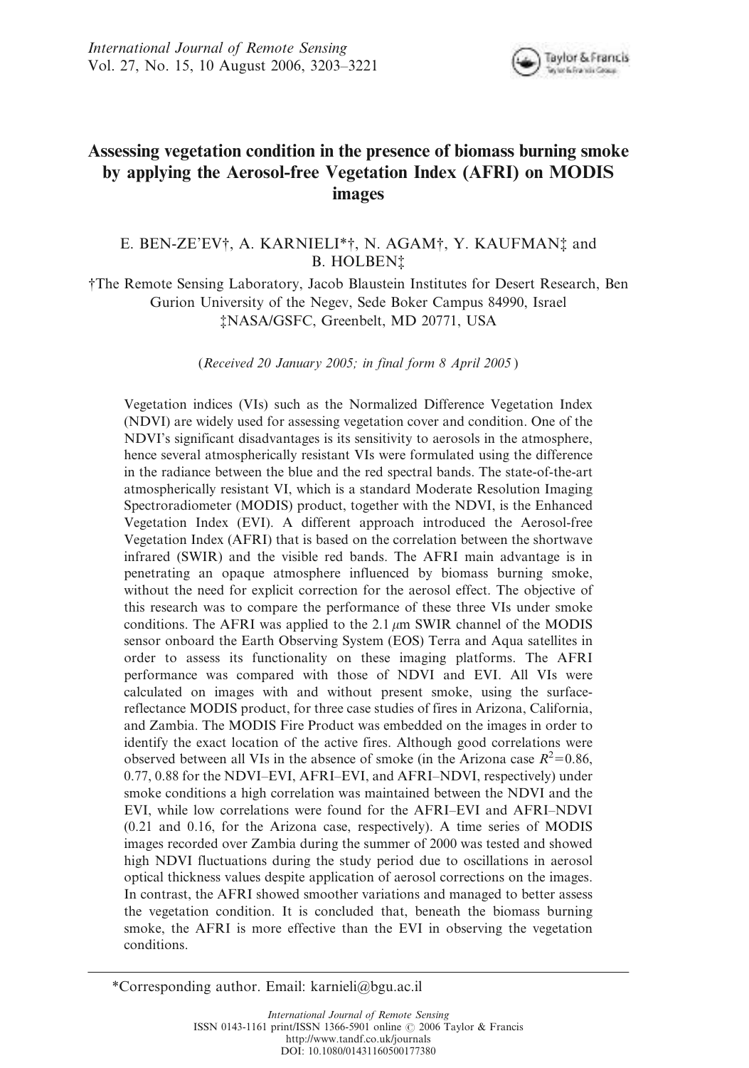# Assessing vegetation condition in the presence of biomass burning smoke by applying the Aerosol-free Vegetation Index (AFRI) on MODIS images

E. BEN-ZE'EV†, A. KARNIELI*†, N. AGAM†, Y. KAUFMAN‡ and B. HOLBEN‡

†The Remote Sensing Laboratory, Jacob Blaustein Institutes for Desert Research, Ben Gurion University of the Negev, Sede Boker Campus 84990, Israel
‡NASA/GSFC, Greenbelt, MD 20771, USA

(*Received 20 January 2005; in final form 8 April 2005*)

Vegetation indices (VIs) such as the Normalized Difference Vegetation Index (NDVI) are widely used for assessing vegetation cover and condition. One of the NDVI's significant disadvantages is its sensitivity to aerosols in the atmosphere, hence several atmospherically resistant VIs were formulated using the difference in the radiance between the blue and the red spectral bands. The state-of-the-art atmospherically resistant VI, which is a standard Moderate Resolution Imaging Spectroradiometer (MODIS) product, together with the NDVI, is the Enhanced Vegetation Index (EVI). A different approach introduced the Aerosol-free Vegetation Index (AFRI) that is based on the correlation between the shortwave infrared (SWIR) and the visible red bands. The AFRI main advantage is in penetrating an opaque atmosphere influenced by biomass burning smoke, without the need for explicit correction for the aerosol effect. The objective of this research was to compare the performance of these three VIs under smoke conditions. The AFRI was applied to the 2.1 $\mu$m SWIR channel of the MODIS sensor onboard the Earth Observing System (EOS) Terra and Aqua satellites in order to assess its functionality on these imaging platforms. The AFRI performance was compared with those of NDVI and EVI. All VIs were calculated on images with and without present smoke, using the surface-reflectance MODIS product, for three case studies of fires in Arizona, California, and Zambia. The MODIS Fire Product was embedded on the images in order to identify the exact location of the active fires. Although good correlations were observed between all VIs in the absence of smoke (in the Arizona case $R^2$=0.86, 0.77, 0.88 for the NDVI–EVI, AFRI–EVI, and AFRI–NDVI, respectively) under smoke conditions a high correlation was maintained between the NDVI and the EVI, while low correlations were found for the AFRI–EVI and AFRI–NDVI (0.21 and 0.16, for the Arizona case, respectively). A time series of MODIS images recorded over Zambia during the summer of 2000 was tested and showed high NDVI fluctuations during the study period due to oscillations in aerosol optical thickness values despite application of aerosol corrections on the images. In contrast, the AFRI showed smoother variations and managed to better assess the vegetation condition. It is concluded that, beneath the biomass burning smoke, the AFRI is more effective than the EVI in observing the vegetation conditions.

*Corresponding author. Email: karnieli@bgu.ac.il

International Journal of Remote Sensing
ISSN 0143-1161 print/ISSN 1366-5901 online © 2006 Taylor & Francis
http://www.tandf.co.uk/journals
DOI: 10.1080/01431160500177380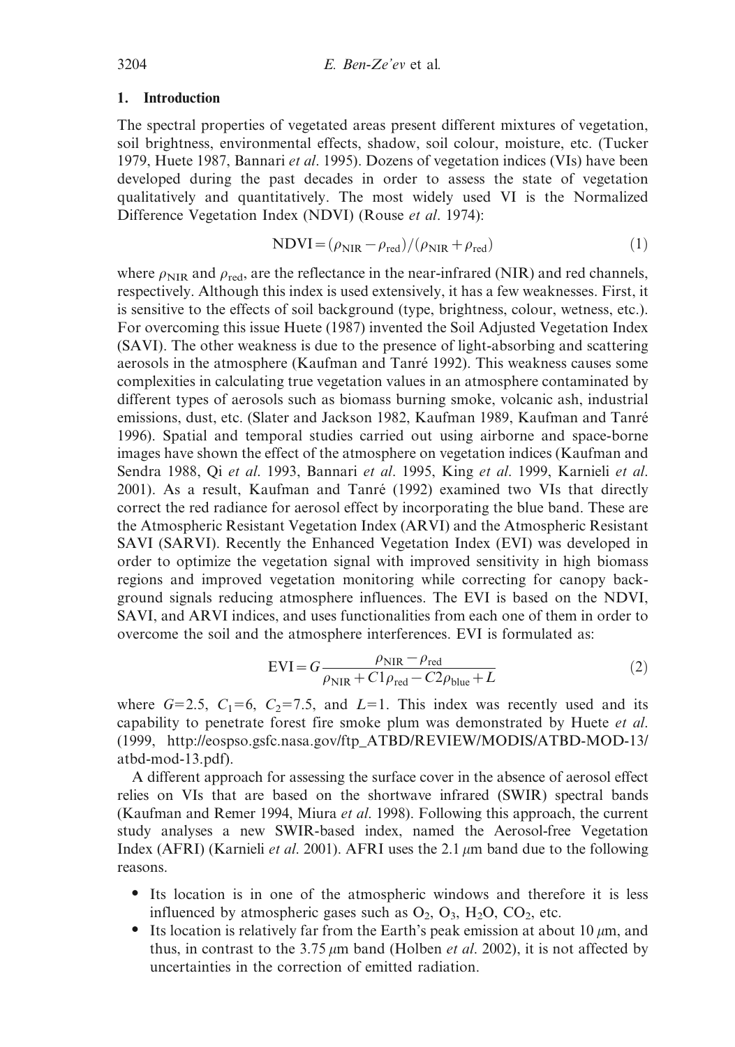## 1. Introduction

The spectral properties of vegetated areas present different mixtures of vegetation, soil brightness, environmental effects, shadow, soil colour, moisture, etc. (Tucker 1979, Huete 1987, Bannari *et al*. 1995). Dozens of vegetation indices (VIs) have been developed during the past decades in order to assess the state of vegetation qualitatively and quantitatively. The most widely used VI is the Normalized Difference Vegetation Index (NDVI) (Rouse *et al*. 1974):

$$\mathrm{NDVI} = (\rho_{\mathrm{NIR}} - \rho_{\mathrm{red}})/(\rho_{\mathrm{NIR}} + \rho_{\mathrm{red}}) \tag{1}$$

where $\rho_{\mathrm{NIR}}$ and $\rho_{\mathrm{red}}$, are the reflectance in the near-infrared (NIR) and red channels, respectively. Although this index is used extensively, it has a few weaknesses. First, it is sensitive to the effects of soil background (type, brightness, colour, wetness, etc.). For overcoming this issue Huete (1987) invented the Soil Adjusted Vegetation Index (SAVI). The other weakness is due to the presence of light-absorbing and scattering aerosols in the atmosphere (Kaufman and Tanré 1992). This weakness causes some complexities in calculating true vegetation values in an atmosphere contaminated by different types of aerosols such as biomass burning smoke, volcanic ash, industrial emissions, dust, etc. (Slater and Jackson 1982, Kaufman 1989, Kaufman and Tanré 1996). Spatial and temporal studies carried out using airborne and space-borne images have shown the effect of the atmosphere on vegetation indices (Kaufman and Sendra 1988, Qi *et al*. 1993, Bannari *et al*. 1995, King *et al*. 1999, Karnieli *et al*. 2001). As a result, Kaufman and Tanré (1992) examined two VIs that directly correct the red radiance for aerosol effect by incorporating the blue band. These are the Atmospheric Resistant Vegetation Index (ARVI) and the Atmospheric Resistant SAVI (SARVI). Recently the Enhanced Vegetation Index (EVI) was developed in order to optimize the vegetation signal with improved sensitivity in high biomass regions and improved vegetation monitoring while correcting for canopy background signals reducing atmosphere influences. The EVI is based on the NDVI, SAVI, and ARVI indices, and uses functionalities from each one of them in order to overcome the soil and the atmosphere interferences. EVI is formulated as:

$$\mathrm{EVI} = G\frac{\rho_{\mathrm{NIR}} - \rho_{\mathrm{red}}}{\rho_{\mathrm{NIR}} + C1\rho_{\mathrm{red}} - C2\rho_{\mathrm{blue}} + L} \tag{2}$$

where $G$=2.5, $C_1$=6, $C_2$=7.5, and $L$=1. This index was recently used and its capability to penetrate forest fire smoke plum was demonstrated by Huete *et al*. (1999, http://eospso.gsfc.nasa.gov/ftp_ATBD/REVIEW/MODIS/ATBD-MOD-13/atbd-mod-13.pdf).

A different approach for assessing the surface cover in the absence of aerosol effect relies on VIs that are based on the shortwave infrared (SWIR) spectral bands (Kaufman and Remer 1994, Miura *et al*. 1998). Following this approach, the current study analyses a new SWIR-based index, named the Aerosol-free Vegetation Index (AFRI) (Karnieli *et al*. 2001). AFRI uses the 2.1 $\mu$m band due to the following reasons.

- Its location is in one of the atmospheric windows and therefore it is less influenced by atmospheric gases such as $O_2$, $O_3$, $H_2O$, $CO_2$, etc.
- Its location is relatively far from the Earth's peak emission at about 10 $\mu$m, and thus, in contrast to the 3.75 $\mu$m band (Holben *et al*. 2002), it is not affected by uncertainties in the correction of emitted radiation.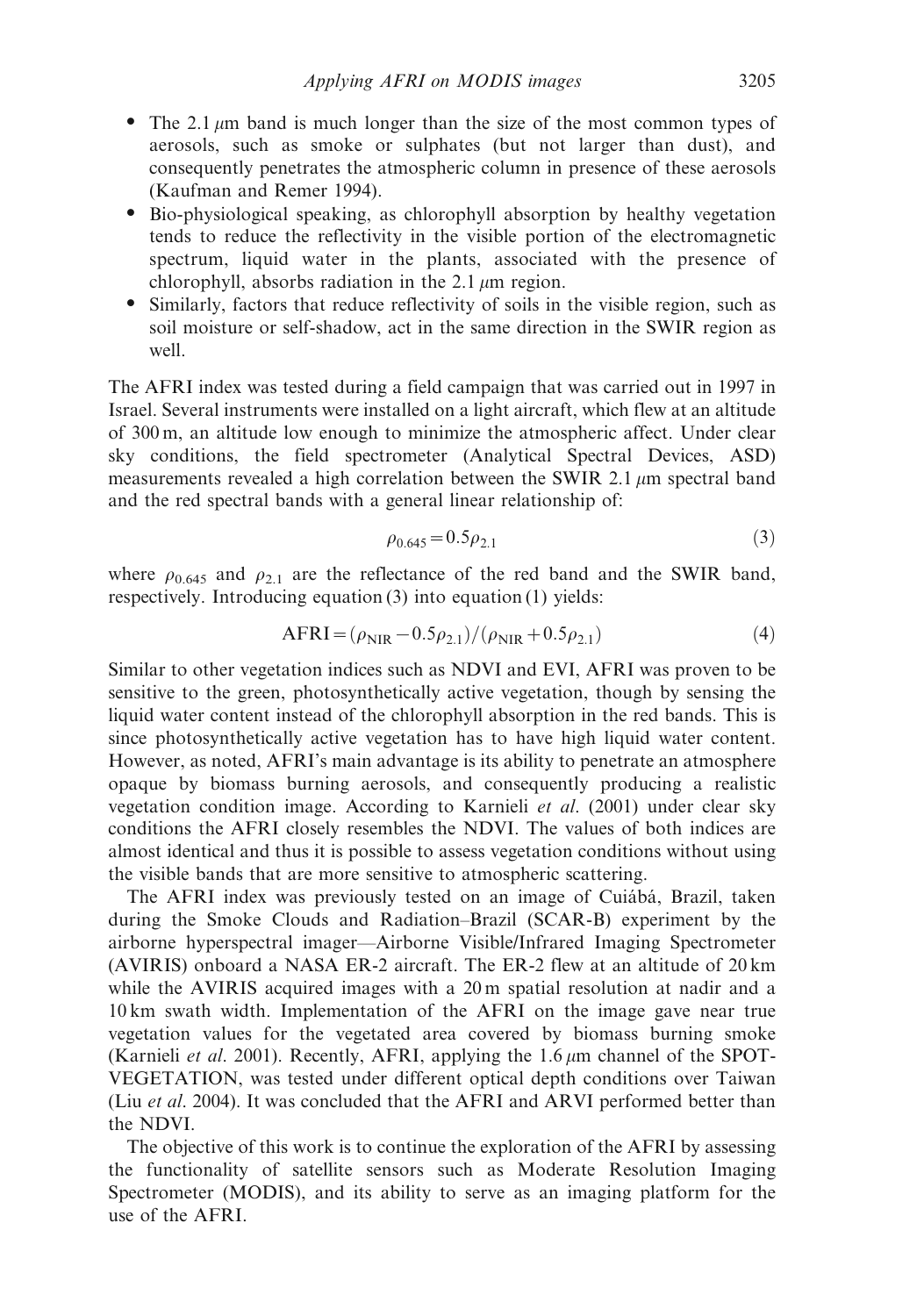- The 2.1 $\mu$m band is much longer than the size of the most common types of aerosols, such as smoke or sulphates (but not larger than dust), and consequently penetrates the atmospheric column in presence of these aerosols (Kaufman and Remer 1994).
- Bio-physiological speaking, as chlorophyll absorption by healthy vegetation tends to reduce the reflectivity in the visible portion of the electromagnetic spectrum, liquid water in the plants, associated with the presence of chlorophyll, absorbs radiation in the 2.1 $\mu$m region.
- Similarly, factors that reduce reflectivity of soils in the visible region, such as soil moisture or self-shadow, act in the same direction in the SWIR region as well.

The AFRI index was tested during a field campaign that was carried out in 1997 in Israel. Several instruments were installed on a light aircraft, which flew at an altitude of 300 m, an altitude low enough to minimize the atmospheric affect. Under clear sky conditions, the field spectrometer (Analytical Spectral Devices, ASD) measurements revealed a high correlation between the SWIR 2.1 $\mu$m spectral band and the red spectral bands with a general linear relationship of:

$$\rho_{0.645} = 0.5\rho_{2.1} \tag{3}$$

where $\rho_{0.645}$ and $\rho_{2.1}$ are the reflectance of the red band and the SWIR band, respectively. Introducing equation (3) into equation (1) yields:

$$\mathrm{AFRI} = (\rho_{\mathrm{NIR}} - 0.5\rho_{2.1})/(\rho_{\mathrm{NIR}} + 0.5\rho_{2.1}) \tag{4}$$

Similar to other vegetation indices such as NDVI and EVI, AFRI was proven to be sensitive to the green, photosynthetically active vegetation, though by sensing the liquid water content instead of the chlorophyll absorption in the red bands. This is since photosynthetically active vegetation has to have high liquid water content. However, as noted, AFRI's main advantage is its ability to penetrate an atmosphere opaque by biomass burning aerosols, and consequently producing a realistic vegetation condition image. According to Karnieli *et al.* (2001) under clear sky conditions the AFRI closely resembles the NDVI. The values of both indices are almost identical and thus it is possible to assess vegetation conditions without using the visible bands that are more sensitive to atmospheric scattering.

The AFRI index was previously tested on an image of Cuiábá, Brazil, taken during the Smoke Clouds and Radiation–Brazil (SCAR-B) experiment by the airborne hyperspectral imager—Airborne Visible/Infrared Imaging Spectrometer (AVIRIS) onboard a NASA ER-2 aircraft. The ER-2 flew at an altitude of 20 km while the AVIRIS acquired images with a 20 m spatial resolution at nadir and a 10 km swath width. Implementation of the AFRI on the image gave near true vegetation values for the vegetated area covered by biomass burning smoke (Karnieli *et al.* 2001). Recently, AFRI, applying the 1.6 $\mu$m channel of the SPOT-VEGETATION, was tested under different optical depth conditions over Taiwan (Liu *et al.* 2004). It was concluded that the AFRI and ARVI performed better than the NDVI.

The objective of this work is to continue the exploration of the AFRI by assessing the functionality of satellite sensors such as Moderate Resolution Imaging Spectrometer (MODIS), and its ability to serve as an imaging platform for the use of the AFRI.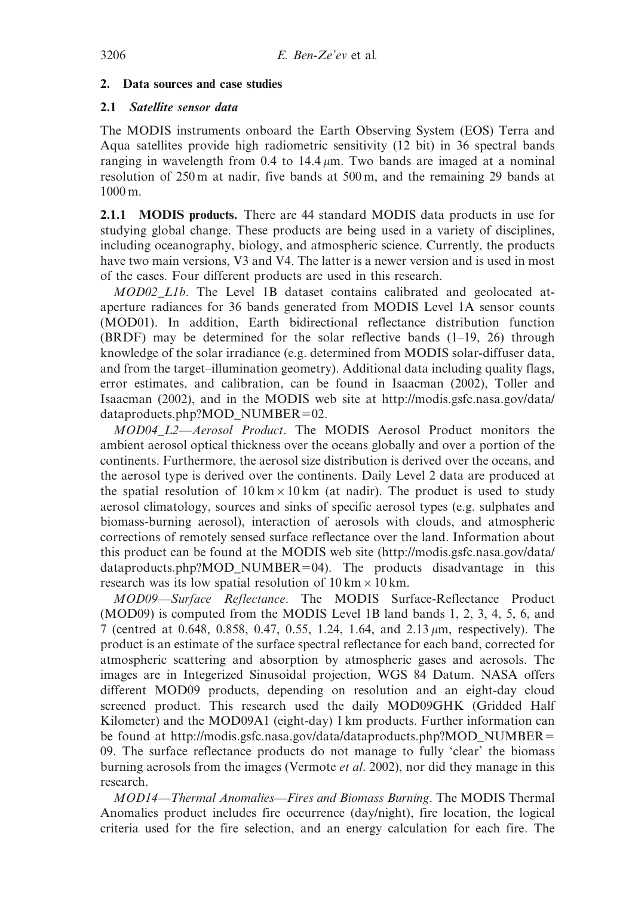## 2. Data sources and case studies

### 2.1 *Satellite sensor data*

The MODIS instruments onboard the Earth Observing System (EOS) Terra and Aqua satellites provide high radiometric sensitivity (12 bit) in 36 spectral bands ranging in wavelength from 0.4 to 14.4 $\mu$m. Two bands are imaged at a nominal resolution of 250 m at nadir, five bands at 500 m, and the remaining 29 bands at 1000 m.

**2.1.1 MODIS products.** There are 44 standard MODIS data products in use for studying global change. These products are being used in a variety of disciplines, including oceanography, biology, and atmospheric science. Currently, the products have two main versions, V3 and V4. The latter is a newer version and is used in most of the cases. Four different products are used in this research.

*MOD02_L1b*. The Level 1B dataset contains calibrated and geolocated at-aperture radiances for 36 bands generated from MODIS Level 1A sensor counts (MOD01). In addition, Earth bidirectional reflectance distribution function (BRDF) may be determined for the solar reflective bands (1–19, 26) through knowledge of the solar irradiance (e.g. determined from MODIS solar-diffuser data, and from the target–illumination geometry). Additional data including quality flags, error estimates, and calibration, can be found in Isaacman (2002), Toller and Isaacman (2002), and in the MODIS web site at http://modis.gsfc.nasa.gov/data/dataproducts.php?MOD_NUMBER=02.

*MOD04_L2—Aerosol Product*. The MODIS Aerosol Product monitors the ambient aerosol optical thickness over the oceans globally and over a portion of the continents. Furthermore, the aerosol size distribution is derived over the oceans, and the aerosol type is derived over the continents. Daily Level 2 data are produced at the spatial resolution of 10 km $\times$ 10 km (at nadir). The product is used to study aerosol climatology, sources and sinks of specific aerosol types (e.g. sulphates and biomass-burning aerosol), interaction of aerosols with clouds, and atmospheric corrections of remotely sensed surface reflectance over the land. Information about this product can be found at the MODIS web site (http://modis.gsfc.nasa.gov/data/dataproducts.php?MOD_NUMBER=04). The products disadvantage in this research was its low spatial resolution of 10 km $\times$ 10 km.

*MOD09—Surface Reflectance*. The MODIS Surface-Reflectance Product (MOD09) is computed from the MODIS Level 1B land bands 1, 2, 3, 4, 5, 6, and 7 (centred at 0.648, 0.858, 0.47, 0.55, 1.24, 1.64, and 2.13 $\mu$m, respectively). The product is an estimate of the surface spectral reflectance for each band, corrected for atmospheric scattering and absorption by atmospheric gases and aerosols. The images are in Integerized Sinusoidal projection, WGS 84 Datum. NASA offers different MOD09 products, depending on resolution and an eight-day cloud screened product. This research used the daily MOD09GHK (Gridded Half Kilometer) and the MOD09A1 (eight-day) 1 km products. Further information can be found at http://modis.gsfc.nasa.gov/data/dataproducts.php?MOD_NUMBER=09. The surface reflectance products do not manage to fully 'clear' the biomass burning aerosols from the images (Vermote *et al*. 2002), nor did they manage in this research.

*MOD14—Thermal Anomalies—Fires and Biomass Burning*. The MODIS Thermal Anomalies product includes fire occurrence (day/night), fire location, the logical criteria used for the fire selection, and an energy calculation for each fire. The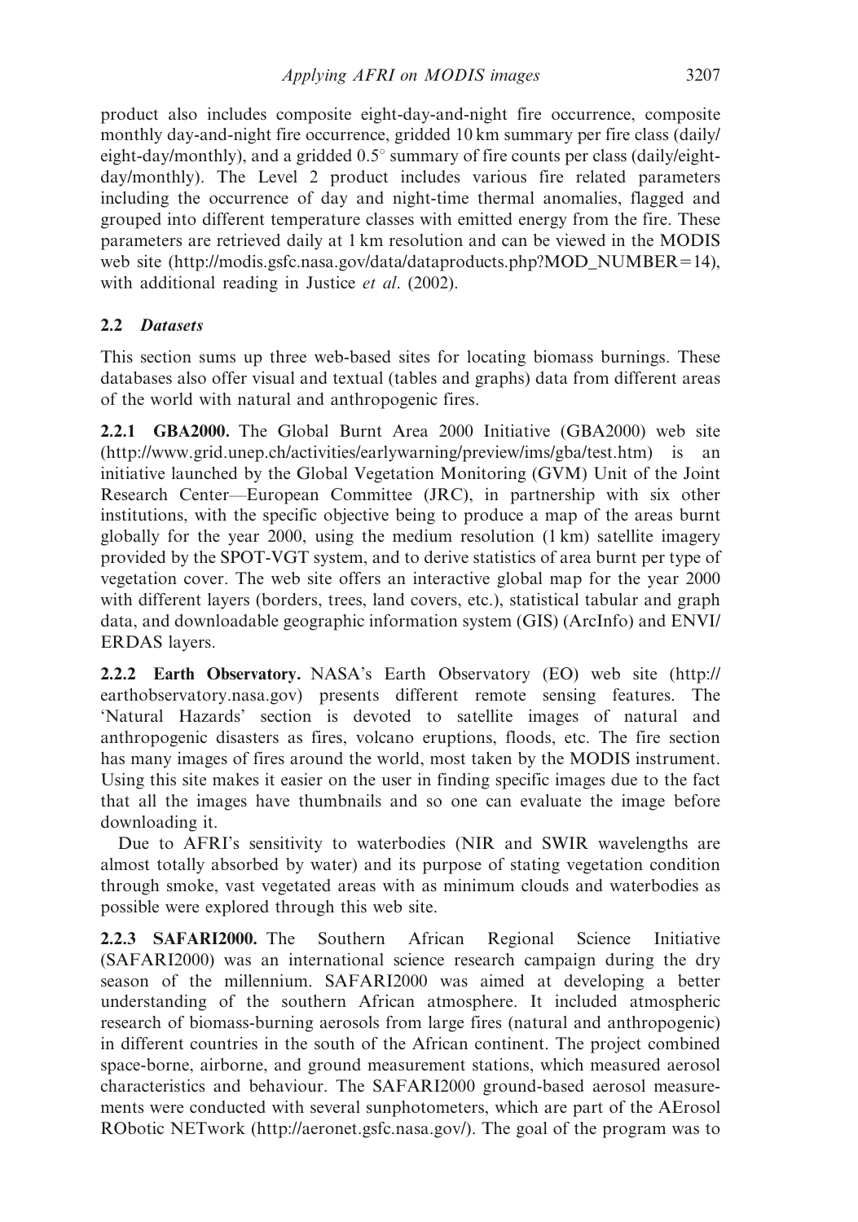product also includes composite eight-day-and-night fire occurrence, composite monthly day-and-night fire occurrence, gridded 10 km summary per fire class (daily/eight-day/monthly), and a gridded 0.5° summary of fire counts per class (daily/eight-day/monthly). The Level 2 product includes various fire related parameters including the occurrence of day and night-time thermal anomalies, flagged and grouped into different temperature classes with emitted energy from the fire. These parameters are retrieved daily at 1 km resolution and can be viewed in the MODIS web site (http://modis.gsfc.nasa.gov/data/dataproducts.php?MOD_NUMBER=14), with additional reading in Justice *et al*. (2002).

### 2.2 *Datasets*

This section sums up three web-based sites for locating biomass burnings. These databases also offer visual and textual (tables and graphs) data from different areas of the world with natural and anthropogenic fires.

**2.2.1 GBA2000.** The Global Burnt Area 2000 Initiative (GBA2000) web site (http://www.grid.unep.ch/activities/earlywarning/preview/ims/gba/test.htm) is an initiative launched by the Global Vegetation Monitoring (GVM) Unit of the Joint Research Center—European Committee (JRC), in partnership with six other institutions, with the specific objective being to produce a map of the areas burnt globally for the year 2000, using the medium resolution (1 km) satellite imagery provided by the SPOT-VGT system, and to derive statistics of area burnt per type of vegetation cover. The web site offers an interactive global map for the year 2000 with different layers (borders, trees, land covers, etc.), statistical tabular and graph data, and downloadable geographic information system (GIS) (ArcInfo) and ENVI/ERDAS layers.

**2.2.2 Earth Observatory.** NASA's Earth Observatory (EO) web site (http://earthobservatory.nasa.gov) presents different remote sensing features. The 'Natural Hazards' section is devoted to satellite images of natural and anthropogenic disasters as fires, volcano eruptions, floods, etc. The fire section has many images of fires around the world, most taken by the MODIS instrument. Using this site makes it easier on the user in finding specific images due to the fact that all the images have thumbnails and so one can evaluate the image before downloading it.

Due to AFRI's sensitivity to waterbodies (NIR and SWIR wavelengths are almost totally absorbed by water) and its purpose of stating vegetation condition through smoke, vast vegetated areas with as minimum clouds and waterbodies as possible were explored through this web site.

**2.2.3 SAFARI2000.** The Southern African Regional Science Initiative (SAFARI2000) was an international science research campaign during the dry season of the millennium. SAFARI2000 was aimed at developing a better understanding of the southern African atmosphere. It included atmospheric research of biomass-burning aerosols from large fires (natural and anthropogenic) in different countries in the south of the African continent. The project combined space-borne, airborne, and ground measurement stations, which measured aerosol characteristics and behaviour. The SAFARI2000 ground-based aerosol measurements were conducted with several sunphotometers, which are part of the AErosol RObotic NETwork (http://aeronet.gsfc.nasa.gov/). The goal of the program was to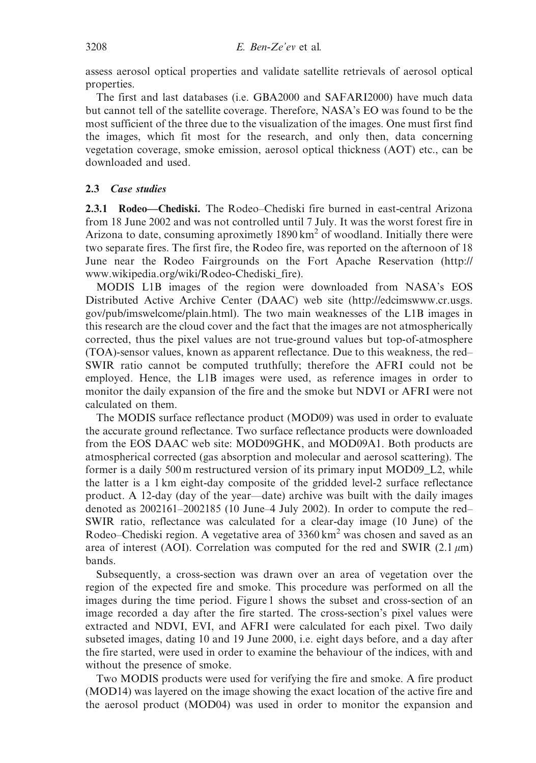assess aerosol optical properties and validate satellite retrievals of aerosol optical properties.

The first and last databases (i.e. GBA2000 and SAFARI2000) have much data but cannot tell of the satellite coverage. Therefore, NASA's EO was found to be the most sufficient of the three due to the visualization of the images. One must first find the images, which fit most for the research, and only then, data concerning vegetation coverage, smoke emission, aerosol optical thickness (AOT) etc., can be downloaded and used.

### 2.3 *Case studies*

**2.3.1 Rodeo—Chediski.** The Rodeo–Chediski fire burned in east-central Arizona from 18 June 2002 and was not controlled until 7 July. It was the worst forest fire in Arizona to date, consuming aproximetly 1890 $km^2$ of woodland. Initially there were two separate fires. The first fire, the Rodeo fire, was reported on the afternoon of 18 June near the Rodeo Fairgrounds on the Fort Apache Reservation (http://www.wikipedia.org/wiki/Rodeo-Chediski_fire).

MODIS L1B images of the region were downloaded from NASA's EOS Distributed Active Archive Center (DAAC) web site (http://edcimswww.cr.usgs.gov/pub/imswelcome/plain.html). The two main weaknesses of the L1B images in this research are the cloud cover and the fact that the images are not atmospherically corrected, thus the pixel values are not true-ground values but top-of-atmosphere (TOA)-sensor values, known as apparent reflectance. Due to this weakness, the red–SWIR ratio cannot be computed truthfully; therefore the AFRI could not be employed. Hence, the L1B images were used, as reference images in order to monitor the daily expansion of the fire and the smoke but NDVI or AFRI were not calculated on them.

The MODIS surface reflectance product (MOD09) was used in order to evaluate the accurate ground reflectance. Two surface reflectance products were downloaded from the EOS DAAC web site: MOD09GHK, and MOD09A1. Both products are atmospherical corrected (gas absorption and molecular and aerosol scattering). The former is a daily 500 m restructured version of its primary input MOD09_L2, while the latter is a 1 km eight-day composite of the gridded level-2 surface reflectance product. A 12-day (day of the year—date) archive was built with the daily images denoted as 2002161–2002185 (10 June–4 July 2002). In order to compute the red–SWIR ratio, reflectance was calculated for a clear-day image (10 June) of the Rodeo–Chediski region. A vegetative area of 3360 $km^2$ was chosen and saved as an area of interest (AOI). Correlation was computed for the red and SWIR (2.1 $\mu$m) bands.

Subsequently, a cross-section was drawn over an area of vegetation over the region of the expected fire and smoke. This procedure was performed on all the images during the time period. Figure 1 shows the subset and cross-section of an image recorded a day after the fire started. The cross-section's pixel values were extracted and NDVI, EVI, and AFRI were calculated for each pixel. Two daily subseted images, dating 10 and 19 June 2000, i.e. eight days before, and a day after the fire started, were used in order to examine the behaviour of the indices, with and without the presence of smoke.

Two MODIS products were used for verifying the fire and smoke. A fire product (MOD14) was layered on the image showing the exact location of the active fire and the aerosol product (MOD04) was used in order to monitor the expansion and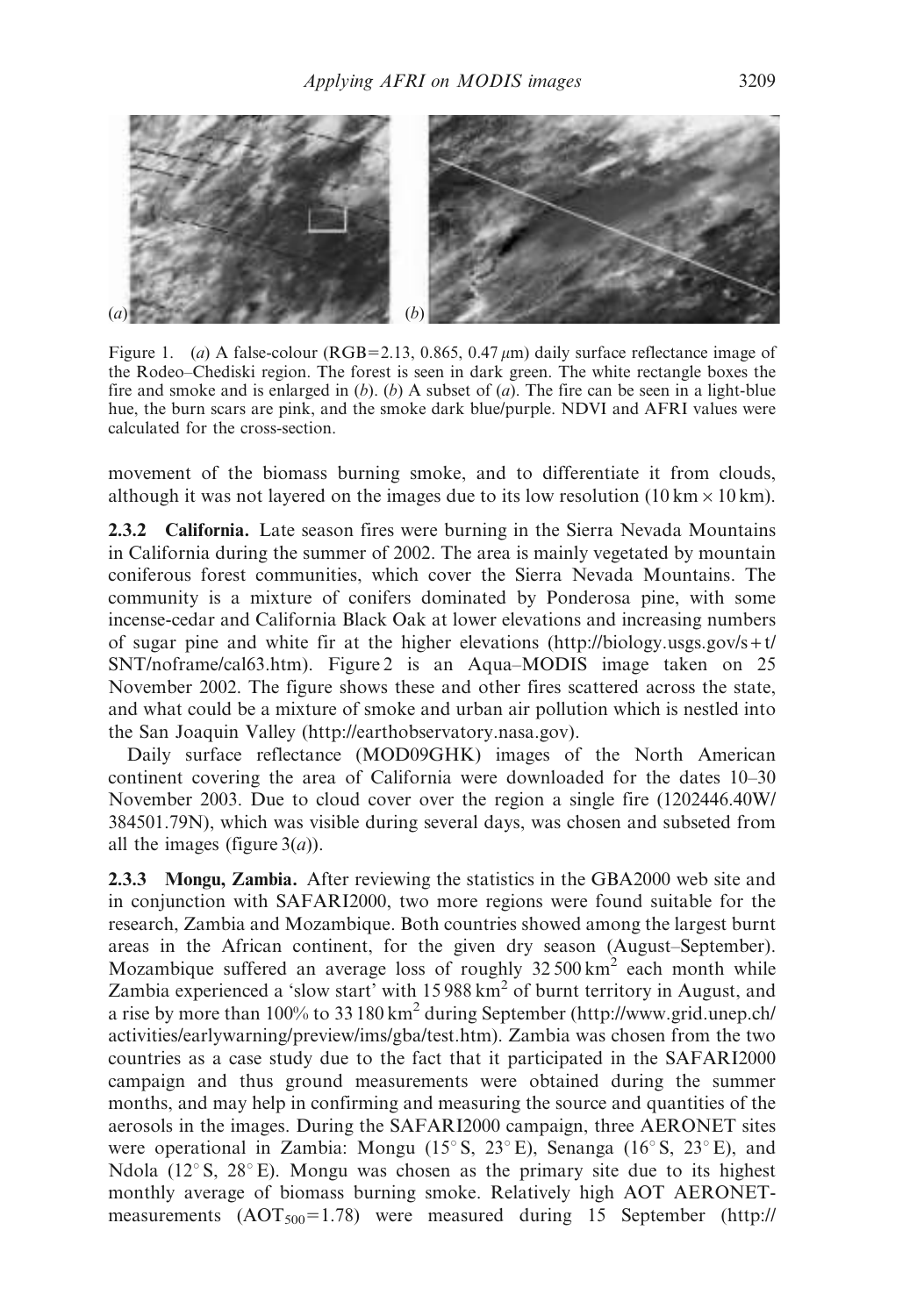Figure 1. (*a*) A false-colour (RGB=2.13, 0.865, 0.47 $\mu$m) daily surface reflectance image of the Rodeo–Chediski region. The forest is seen in dark green. The white rectangle boxes the fire and smoke and is enlarged in (*b*). (*b*) A subset of (*a*). The fire can be seen in a light-blue hue, the burn scars are pink, and the smoke dark blue/purple. NDVI and AFRI values were calculated for the cross-section.

movement of the biomass burning smoke, and to differentiate it from clouds, although it was not layered on the images due to its low resolution (10 km × 10 km).

**2.3.2 California.** Late season fires were burning in the Sierra Nevada Mountains in California during the summer of 2002. The area is mainly vegetated by mountain coniferous forest communities, which cover the Sierra Nevada Mountains. The community is a mixture of conifers dominated by Ponderosa pine, with some incense-cedar and California Black Oak at lower elevations and increasing numbers of sugar pine and white fir at the higher elevations (http://biology.usgs.gov/s+t/SNT/noframe/cal63.htm). Figure 2 is an Aqua–MODIS image taken on 25 November 2002. The figure shows these and other fires scattered across the state, and what could be a mixture of smoke and urban air pollution which is nestled into the San Joaquin Valley (http://earthobservatory.nasa.gov).

Daily surface reflectance (MOD09GHK) images of the North American continent covering the area of California were downloaded for the dates 10–30 November 2003. Due to cloud cover over the region a single fire (1202446.40W/384501.79N), which was visible during several days, was chosen and subseted from all the images (figure 3(*a*)).

**2.3.3 Mongu, Zambia.** After reviewing the statistics in the GBA2000 web site and in conjunction with SAFARI2000, two more regions were found suitable for the research, Zambia and Mozambique. Both countries showed among the largest burnt areas in the African continent, for the given dry season (August–September). Mozambique suffered an average loss of roughly 32 500 $km^2$ each month while Zambia experienced a 'slow start' with 15 988 $km^2$ of burnt territory in August, and a rise by more than 100% to 33 180 $km^2$ during September (http://www.grid.unep.ch/activities/earlywarning/preview/ims/gba/test.htm). Zambia was chosen from the two countries as a case study due to the fact that it participated in the SAFARI2000 campaign and thus ground measurements were obtained during the summer months, and may help in confirming and measuring the source and quantities of the aerosols in the images. During the SAFARI2000 campaign, three AERONET sites were operational in Zambia: Mongu (15° S, 23° E), Senanga (16° S, 23° E), and Ndola (12° S, 28° E). Mongu was chosen as the primary site due to its highest monthly average of biomass burning smoke. Relatively high AOT AERONET-measurements ($AOT_{500}$=1.78) were measured during 15 September (http://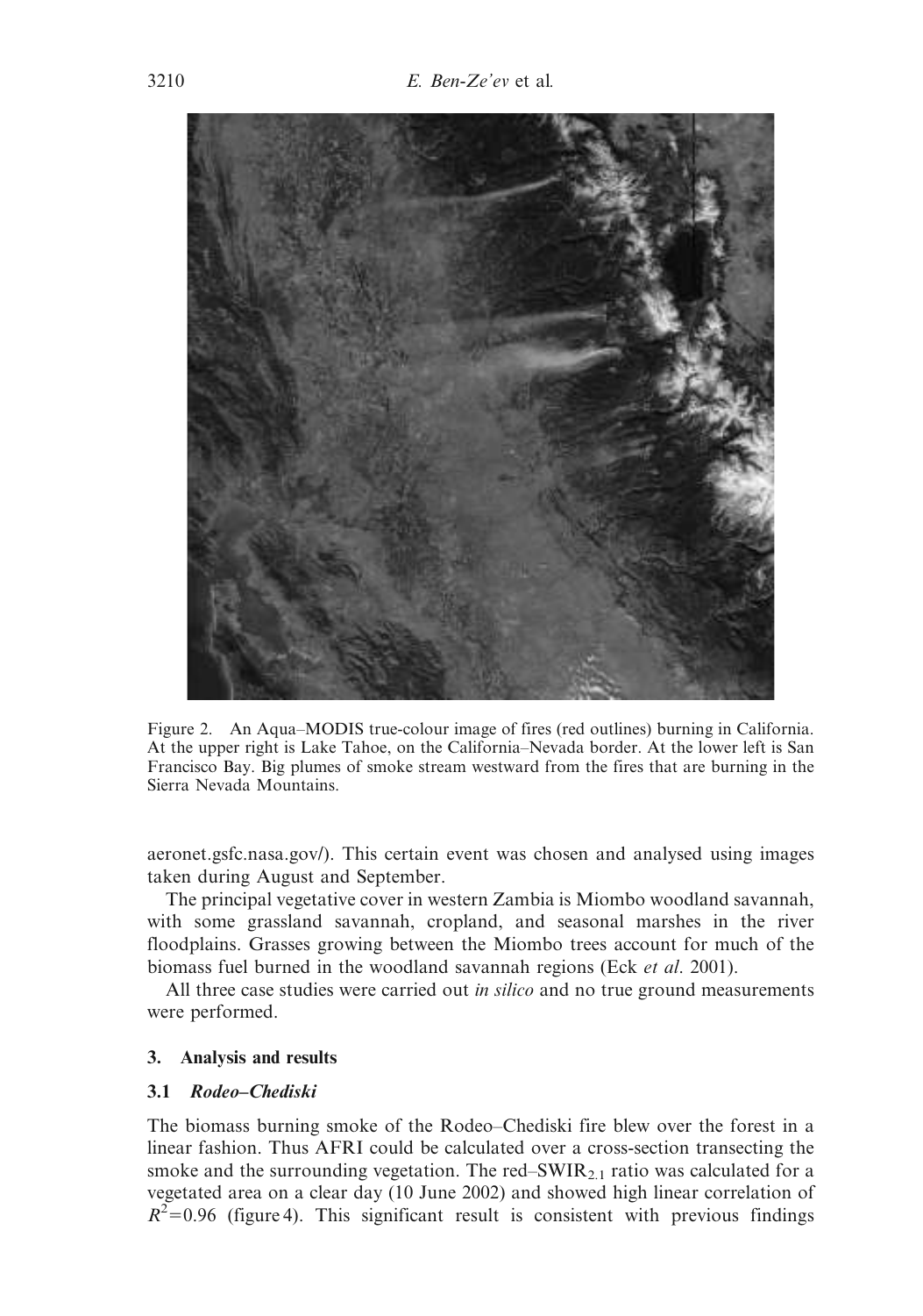Figure 2. An Aqua–MODIS true-colour image of fires (red outlines) burning in California. At the upper right is Lake Tahoe, on the California–Nevada border. At the lower left is San Francisco Bay. Big plumes of smoke stream westward from the fires that are burning in the Sierra Nevada Mountains.

aeronet.gsfc.nasa.gov/). This certain event was chosen and analysed using images taken during August and September.

The principal vegetative cover in western Zambia is Miombo woodland savannah, with some grassland savannah, cropland, and seasonal marshes in the river floodplains. Grasses growing between the Miombo trees account for much of the biomass fuel burned in the woodland savannah regions (Eck *et al*. 2001).

All three case studies were carried out *in silico* and no true ground measurements were performed.

## 3. Analysis and results

### 3.1 *Rodeo–Chediski*

The biomass burning smoke of the Rodeo–Chediski fire blew over the forest in a linear fashion. Thus AFRI could be calculated over a cross-section transecting the smoke and the surrounding vegetation. The red–$SWIR_{2.1}$ ratio was calculated for a vegetated area on a clear day (10 June 2002) and showed high linear correlation of $R^2=0.96$ (figure 4). This significant result is consistent with previous findings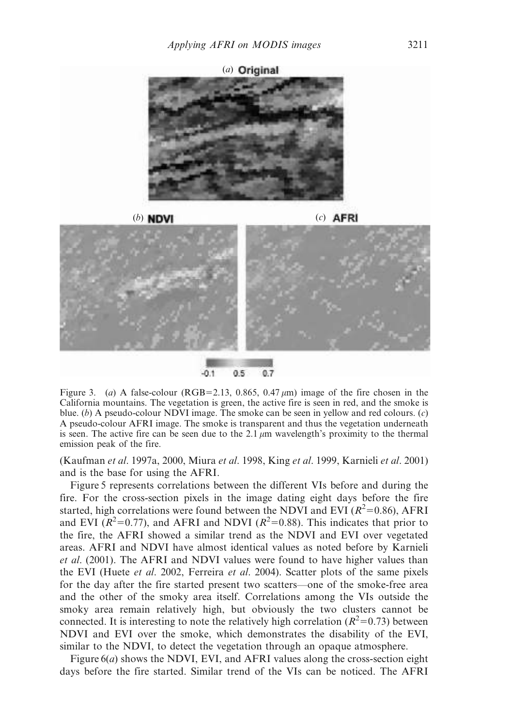Figure 3. (*a*) A false-colour (RGB=2.13, 0.865, 0.47 $\mu$m) image of the fire chosen in the California mountains. The vegetation is green, the active fire is seen in red, and the smoke is blue. (*b*) A pseudo-colour NDVI image. The smoke can be seen in yellow and red colours. (*c*) A pseudo-colour AFRI image. The smoke is transparent and thus the vegetation underneath is seen. The active fire can be seen due to the 2.1 $\mu$m wavelength's proximity to the thermal emission peak of the fire.

(Kaufman *et al*. 1997a, 2000, Miura *et al*. 1998, King *et al*. 1999, Karnieli *et al*. 2001) and is the base for using the AFRI.

Figure 5 represents correlations between the different VIs before and during the fire. For the cross-section pixels in the image dating eight days before the fire started, high correlations were found between the NDVI and EVI ($R^2$=0.86), AFRI and EVI ($R^2$=0.77), and AFRI and NDVI ($R^2$=0.88). This indicates that prior to the fire, the AFRI showed a similar trend as the NDVI and EVI over vegetated areas. AFRI and NDVI have almost identical values as noted before by Karnieli *et al*. (2001). The AFRI and NDVI values were found to have higher values than the EVI (Huete *et al*. 2002, Ferreira *et al*. 2004). Scatter plots of the same pixels for the day after the fire started present two scatters—one of the smoke-free area and the other of the smoky area itself. Correlations among the VIs outside the smoky area remain relatively high, but obviously the two clusters cannot be connected. It is interesting to note the relatively high correlation ($R^2$=0.73) between NDVI and EVI over the smoke, which demonstrates the disability of the EVI, similar to the NDVI, to detect the vegetation through an opaque atmosphere.

Figure 6(*a*) shows the NDVI, EVI, and AFRI values along the cross-section eight days before the fire started. Similar trend of the VIs can be noticed. The AFRI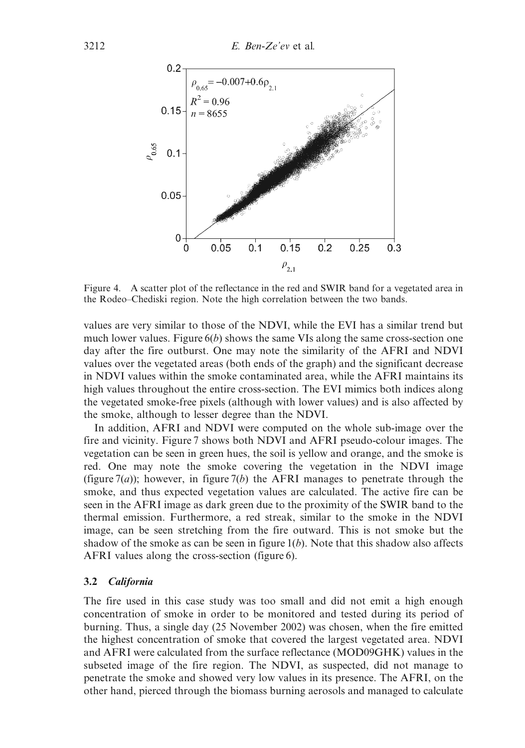Figure 4. A scatter plot of the reflectance in the red and SWIR band for a vegetated area in the Rodeo–Chediski region. Note the high correlation between the two bands.

values are very similar to those of the NDVI, while the EVI has a similar trend but much lower values. Figure 6(*b*) shows the same VIs along the same cross-section one day after the fire outburst. One may note the similarity of the AFRI and NDVI values over the vegetated areas (both ends of the graph) and the significant decrease in NDVI values within the smoke contaminated area, while the AFRI maintains its high values throughout the entire cross-section. The EVI mimics both indices along the vegetated smoke-free pixels (although with lower values) and is also affected by the smoke, although to lesser degree than the NDVI.

In addition, AFRI and NDVI were computed on the whole sub-image over the fire and vicinity. Figure 7 shows both NDVI and AFRI pseudo-colour images. The vegetation can be seen in green hues, the soil is yellow and orange, and the smoke is red. One may note the smoke covering the vegetation in the NDVI image (figure 7(*a*)); however, in figure 7(*b*) the AFRI manages to penetrate through the smoke, and thus expected vegetation values are calculated. The active fire can be seen in the AFRI image as dark green due to the proximity of the SWIR band to the thermal emission. Furthermore, a red streak, similar to the smoke in the NDVI image, can be seen stretching from the fire outward. This is not smoke but the shadow of the smoke as can be seen in figure 1(*b*). Note that this shadow also affects AFRI values along the cross-section (figure 6).

### 3.2 *California*

The fire used in this case study was too small and did not emit a high enough concentration of smoke in order to be monitored and tested during its period of burning. Thus, a single day (25 November 2002) was chosen, when the fire emitted the highest concentration of smoke that covered the largest vegetated area. NDVI and AFRI were calculated from the surface reflectance (MOD09GHK) values in the subseted image of the fire region. The NDVI, as suspected, did not manage to penetrate the smoke and showed very low values in its presence. The AFRI, on the other hand, pierced through the biomass burning aerosols and managed to calculate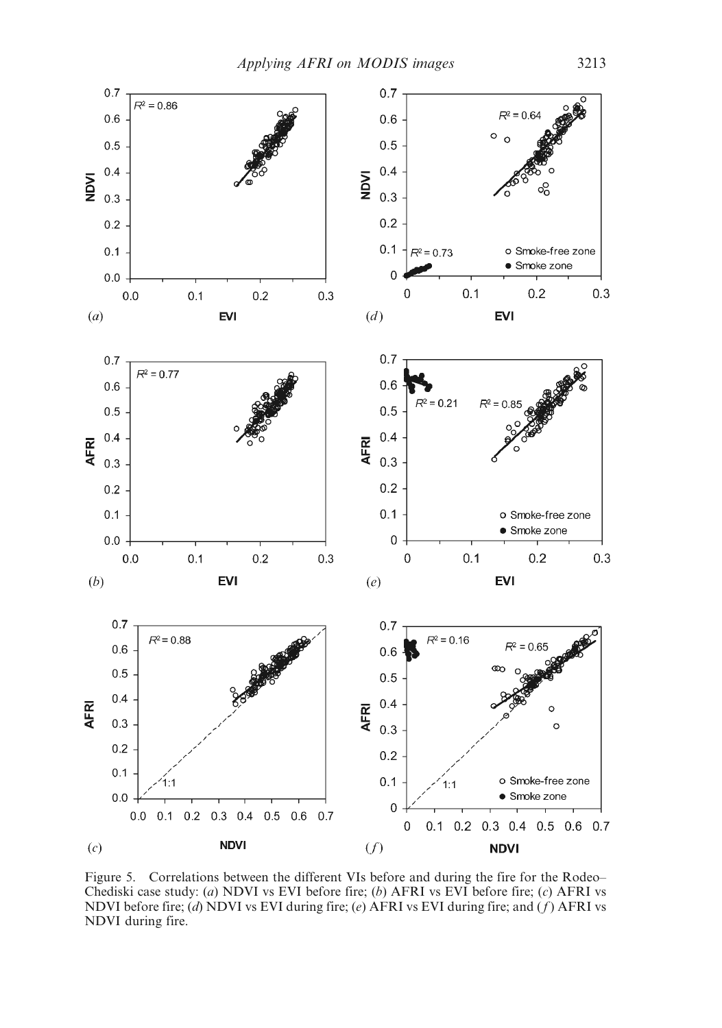Figure 5. Correlations between the different VIs before and during the fire for the Rodeo–Chediski case study: (*a*) NDVI vs EVI before fire; (*b*) AFRI vs EVI before fire; (*c*) AFRI vs NDVI before fire; (*d*) NDVI vs EVI during fire; (*e*) AFRI vs EVI during fire; and (*f*) AFRI vs NDVI during fire.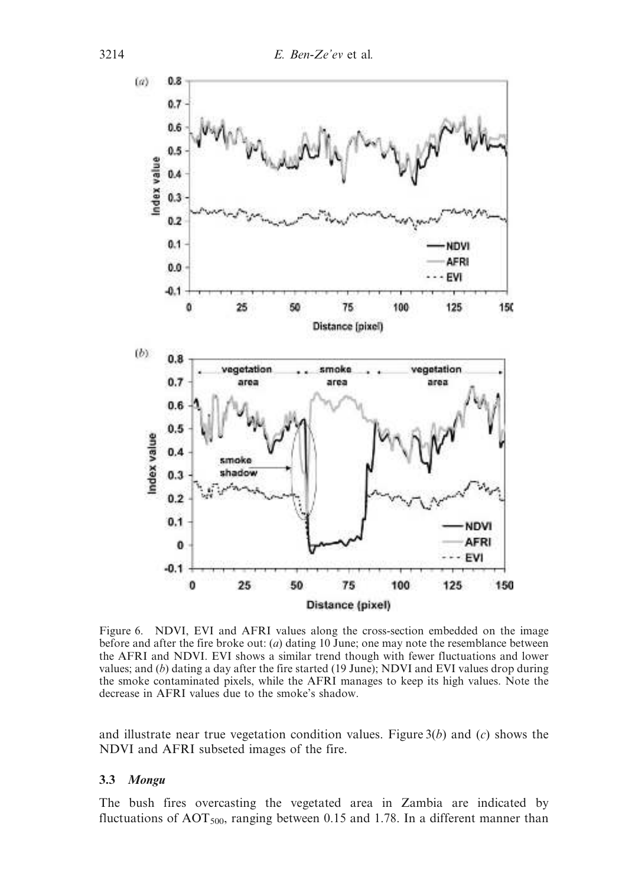Figure 6. NDVI, EVI and AFRI values along the cross-section embedded on the image before and after the fire broke out: (*a*) dating 10 June; one may note the resemblance between the AFRI and NDVI. EVI shows a similar trend though with fewer fluctuations and lower values; and (*b*) dating a day after the fire started (19 June); NDVI and EVI values drop during the smoke contaminated pixels, while the AFRI manages to keep its high values. Note the decrease in AFRI values due to the smoke's shadow.

and illustrate near true vegetation condition values. Figure 3(*b*) and (*c*) shows the NDVI and AFRI subseted images of the fire.

### 3.3 *Mongu*

The bush fires overcasting the vegetated area in Zambia are indicated by fluctuations of $AOT_{500}$, ranging between 0.15 and 1.78. In a different manner than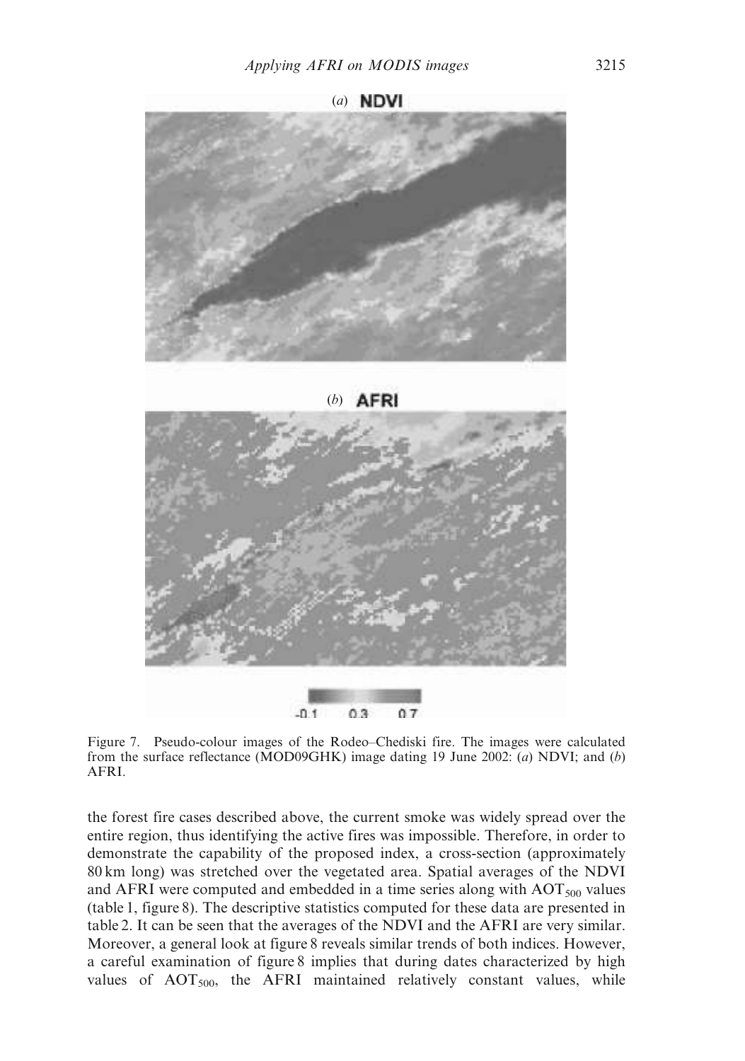Figure 7. Pseudo-colour images of the Rodeo–Chediski fire. The images were calculated from the surface reflectance (MOD09GHK) image dating 19 June 2002: (*a*) NDVI; and (*b*) AFRI.

the forest fire cases described above, the current smoke was widely spread over the entire region, thus identifying the active fires was impossible. Therefore, in order to demonstrate the capability of the proposed index, a cross-section (approximately 80 km long) was stretched over the vegetated area. Spatial averages of the NDVI and AFRI were computed and embedded in a time series along with $AOT_{500}$ values (table 1, figure 8). The descriptive statistics computed for these data are presented in table 2. It can be seen that the averages of the NDVI and the AFRI are very similar. Moreover, a general look at figure 8 reveals similar trends of both indices. However, a careful examination of figure 8 implies that during dates characterized by high values of $AOT_{500}$, the AFRI maintained relatively constant values, while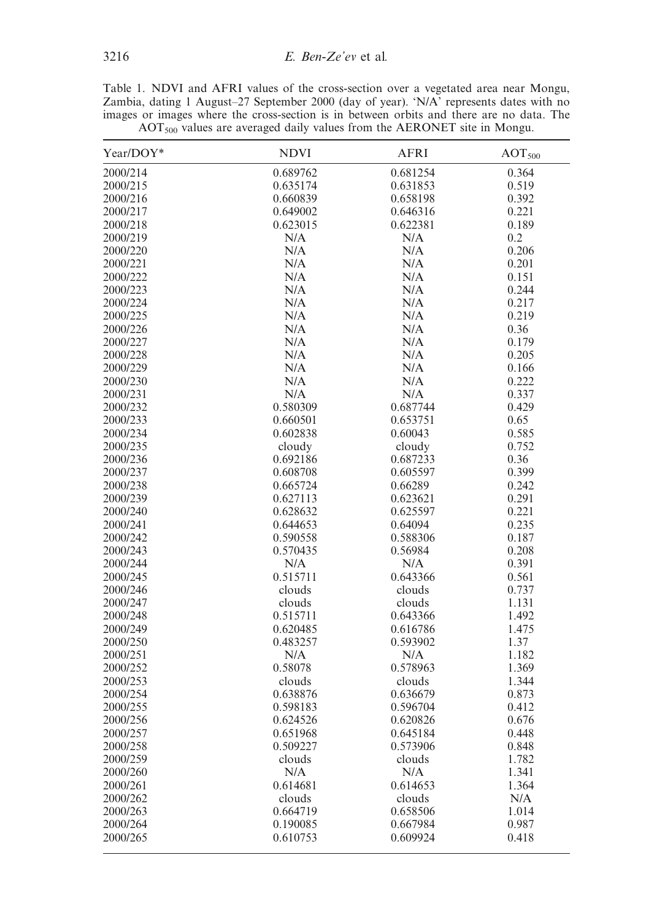Table 1. NDVI and AFRI values of the cross-section over a vegetated area near Mongu, Zambia, dating 1 August–27 September 2000 (day of year). 'N/A' represents dates with no images or images where the cross-section is in between orbits and there are no data. The $AOT_{500}$ values are averaged daily values from the AERONET site in Mongu.

| Year/DOY* | NDVI | AFRI | $AOT_{500}$ |
|---|---|---|---|
| 2000/214 | 0.689762 | 0.681254 | 0.364 |
| 2000/215 | 0.635174 | 0.631853 | 0.519 |
| 2000/216 | 0.660839 | 0.658198 | 0.392 |
| 2000/217 | 0.649002 | 0.646316 | 0.221 |
| 2000/218 | 0.623015 | 0.622381 | 0.189 |
| 2000/219 | N/A | N/A | 0.2 |
| 2000/220 | N/A | N/A | 0.206 |
| 2000/221 | N/A | N/A | 0.201 |
| 2000/222 | N/A | N/A | 0.151 |
| 2000/223 | N/A | N/A | 0.244 |
| 2000/224 | N/A | N/A | 0.217 |
| 2000/225 | N/A | N/A | 0.219 |
| 2000/226 | N/A | N/A | 0.36 |
| 2000/227 | N/A | N/A | 0.179 |
| 2000/228 | N/A | N/A | 0.205 |
| 2000/229 | N/A | N/A | 0.166 |
| 2000/230 | N/A | N/A | 0.222 |
| 2000/231 | N/A | N/A | 0.337 |
| 2000/232 | 0.580309 | 0.687744 | 0.429 |
| 2000/233 | 0.660501 | 0.653751 | 0.65 |
| 2000/234 | 0.602838 | 0.60043 | 0.585 |
| 2000/235 | cloudy | cloudy | 0.752 |
| 2000/236 | 0.692186 | 0.687233 | 0.36 |
| 2000/237 | 0.608708 | 0.605597 | 0.399 |
| 2000/238 | 0.665724 | 0.66289 | 0.242 |
| 2000/239 | 0.627113 | 0.623621 | 0.291 |
| 2000/240 | 0.628632 | 0.625597 | 0.221 |
| 2000/241 | 0.644653 | 0.64094 | 0.235 |
| 2000/242 | 0.590558 | 0.588306 | 0.187 |
| 2000/243 | 0.570435 | 0.56984 | 0.208 |
| 2000/244 | N/A | N/A | 0.391 |
| 2000/245 | 0.515711 | 0.643366 | 0.561 |
| 2000/246 | clouds | clouds | 0.737 |
| 2000/247 | clouds | clouds | 1.131 |
| 2000/248 | 0.515711 | 0.643366 | 1.492 |
| 2000/249 | 0.620485 | 0.616786 | 1.475 |
| 2000/250 | 0.483257 | 0.593902 | 1.37 |
| 2000/251 | N/A | N/A | 1.182 |
| 2000/252 | 0.58078 | 0.578963 | 1.369 |
| 2000/253 | clouds | clouds | 1.344 |
| 2000/254 | 0.638876 | 0.636679 | 0.873 |
| 2000/255 | 0.598183 | 0.596704 | 0.412 |
| 2000/256 | 0.624526 | 0.620826 | 0.676 |
| 2000/257 | 0.651968 | 0.645184 | 0.448 |
| 2000/258 | 0.509227 | 0.573906 | 0.848 |
| 2000/259 | clouds | clouds | 1.782 |
| 2000/260 | N/A | N/A | 1.341 |
| 2000/261 | 0.614681 | 0.614653 | 1.364 |
| 2000/262 | clouds | clouds | N/A |
| 2000/263 | 0.664719 | 0.658506 | 1.014 |
| 2000/264 | 0.190085 | 0.667984 | 0.987 |
| 2000/265 | 0.610753 | 0.609924 | 0.418 |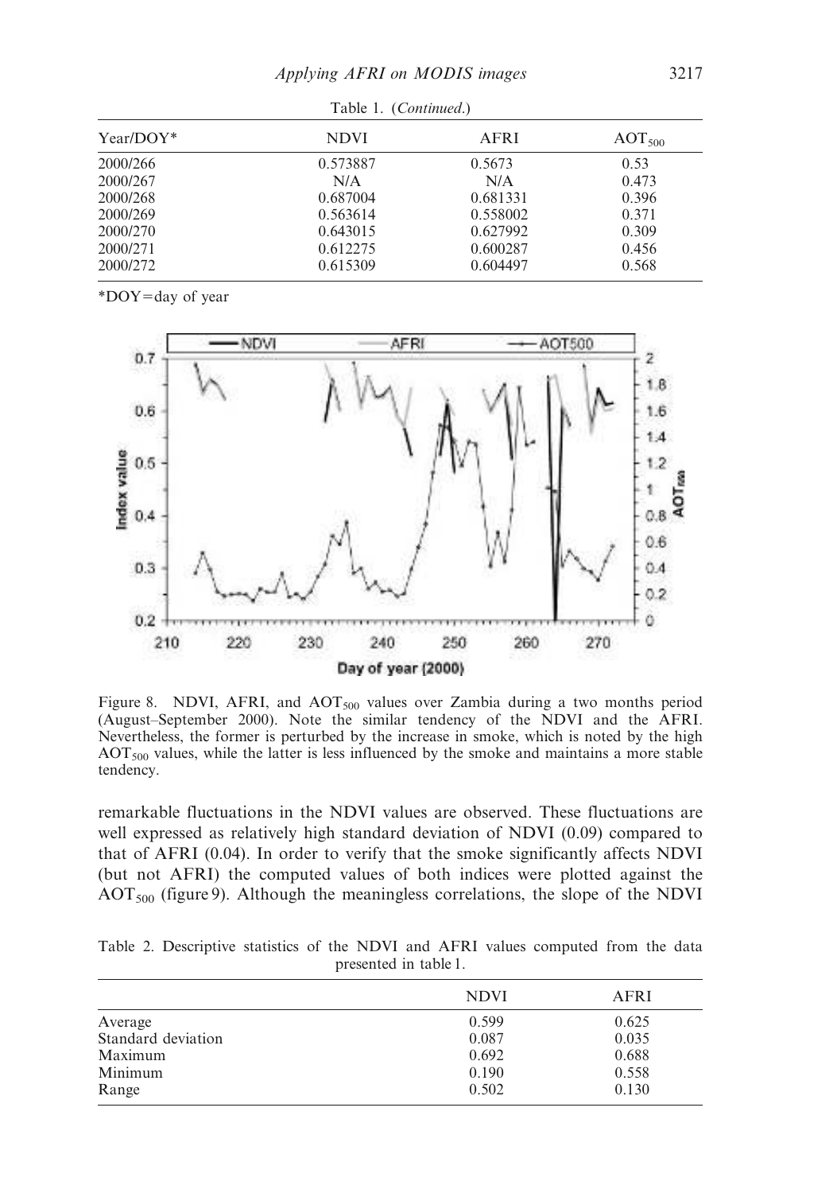Table 1. (*Continued*.)

| Year/DOY* | NDVI | AFRI | $AOT_{500}$ |
|---|---|---|---|
| 2000/266 | 0.573887 | 0.5673 | 0.53 |
| 2000/267 | N/A | N/A | 0.473 |
| 2000/268 | 0.687004 | 0.681331 | 0.396 |
| 2000/269 | 0.563614 | 0.558002 | 0.371 |
| 2000/270 | 0.643015 | 0.627992 | 0.309 |
| 2000/271 | 0.612275 | 0.600287 | 0.456 |
| 2000/272 | 0.615309 | 0.604497 | 0.568 |

*DOY=day of year

Figure 8. NDVI, AFRI, and $AOT_{500}$ values over Zambia during a two months period (August–September 2000). Note the similar tendency of the NDVI and the AFRI. Nevertheless, the former is perturbed by the increase in smoke, which is noted by the high $AOT_{500}$ values, while the latter is less influenced by the smoke and maintains a more stable tendency.

remarkable fluctuations in the NDVI values are observed. These fluctuations are well expressed as relatively high standard deviation of NDVI (0.09) compared to that of AFRI (0.04). In order to verify that the smoke significantly affects NDVI (but not AFRI) the computed values of both indices were plotted against the $AOT_{500}$ (figure 9). Although the meaningless correlations, the slope of the NDVI

Table 2. Descriptive statistics of the NDVI and AFRI values computed from the data presented in table 1.

| | NDVI | AFRI |
|---|---|---|
| Average | 0.599 | 0.625 |
| Standard deviation | 0.087 | 0.035 |
| Maximum | 0.692 | 0.688 |
| Minimum | 0.190 | 0.558 |
| Range | 0.502 | 0.130 |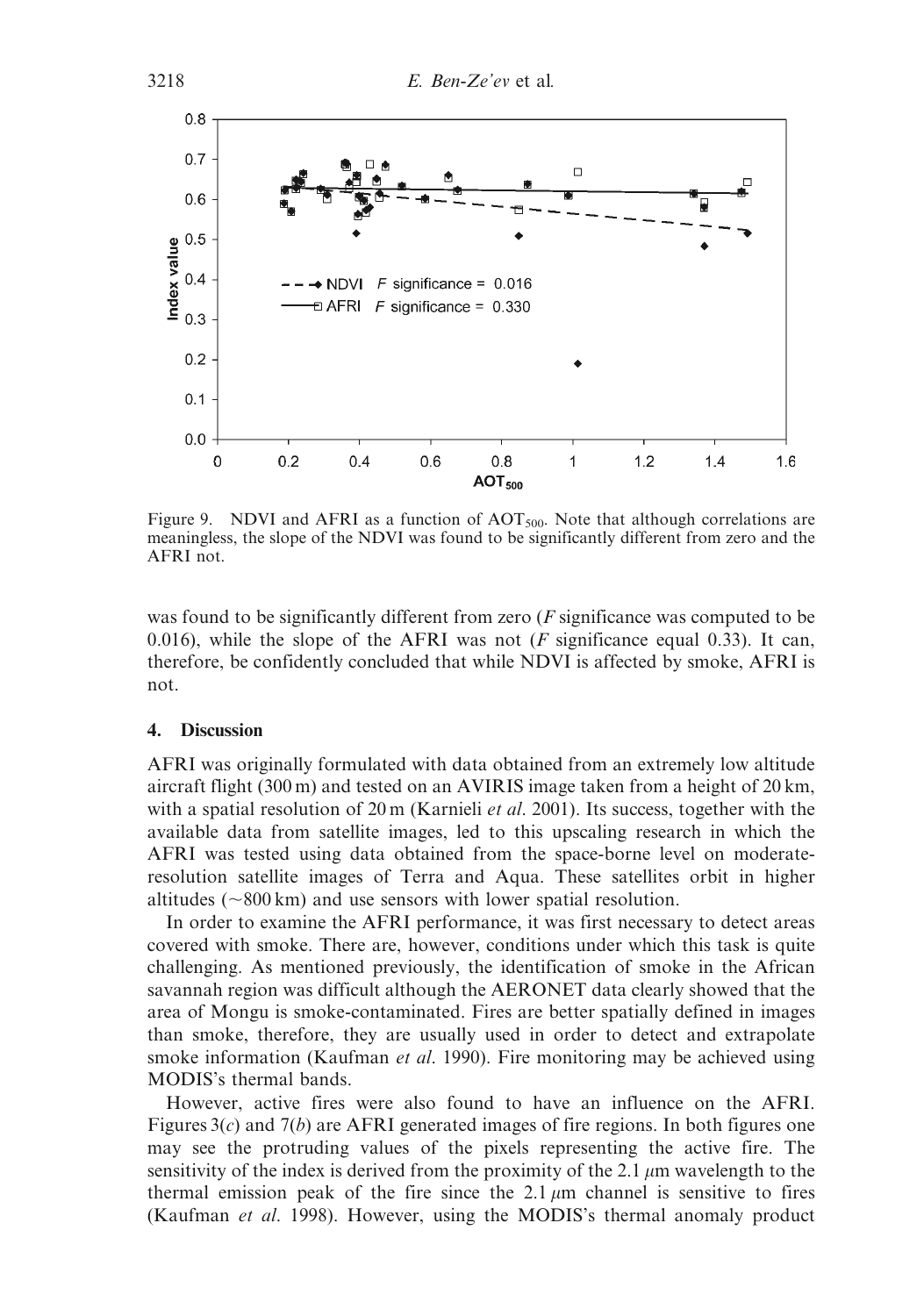Figure 9. NDVI and AFRI as a function of $AOT_{500}$. Note that although correlations are meaningless, the slope of the NDVI was found to be significantly different from zero and the AFRI not.

was found to be significantly different from zero (*F* significance was computed to be 0.016), while the slope of the AFRI was not (*F* significance equal 0.33). It can, therefore, be confidently concluded that while NDVI is affected by smoke, AFRI is not.

## 4. Discussion

AFRI was originally formulated with data obtained from an extremely low altitude aircraft flight (300 m) and tested on an AVIRIS image taken from a height of 20 km, with a spatial resolution of 20 m (Karnieli *et al*. 2001). Its success, together with the available data from satellite images, led to this upscaling research in which the AFRI was tested using data obtained from the space-borne level on moderate-resolution satellite images of Terra and Aqua. These satellites orbit in higher altitudes (~800 km) and use sensors with lower spatial resolution.

In order to examine the AFRI performance, it was first necessary to detect areas covered with smoke. There are, however, conditions under which this task is quite challenging. As mentioned previously, the identification of smoke in the African savannah region was difficult although the AERONET data clearly showed that the area of Mongu is smoke-contaminated. Fires are better spatially defined in images than smoke, therefore, they are usually used in order to detect and extrapolate smoke information (Kaufman *et al*. 1990). Fire monitoring may be achieved using MODIS's thermal bands.

However, active fires were also found to have an influence on the AFRI. Figures 3(*c*) and 7(*b*) are AFRI generated images of fire regions. In both figures one may see the protruding values of the pixels representing the active fire. The sensitivity of the index is derived from the proximity of the 2.1 $\mu$m wavelength to the thermal emission peak of the fire since the 2.1 $\mu$m channel is sensitive to fires (Kaufman *et al*. 1998). However, using the MODIS's thermal anomaly product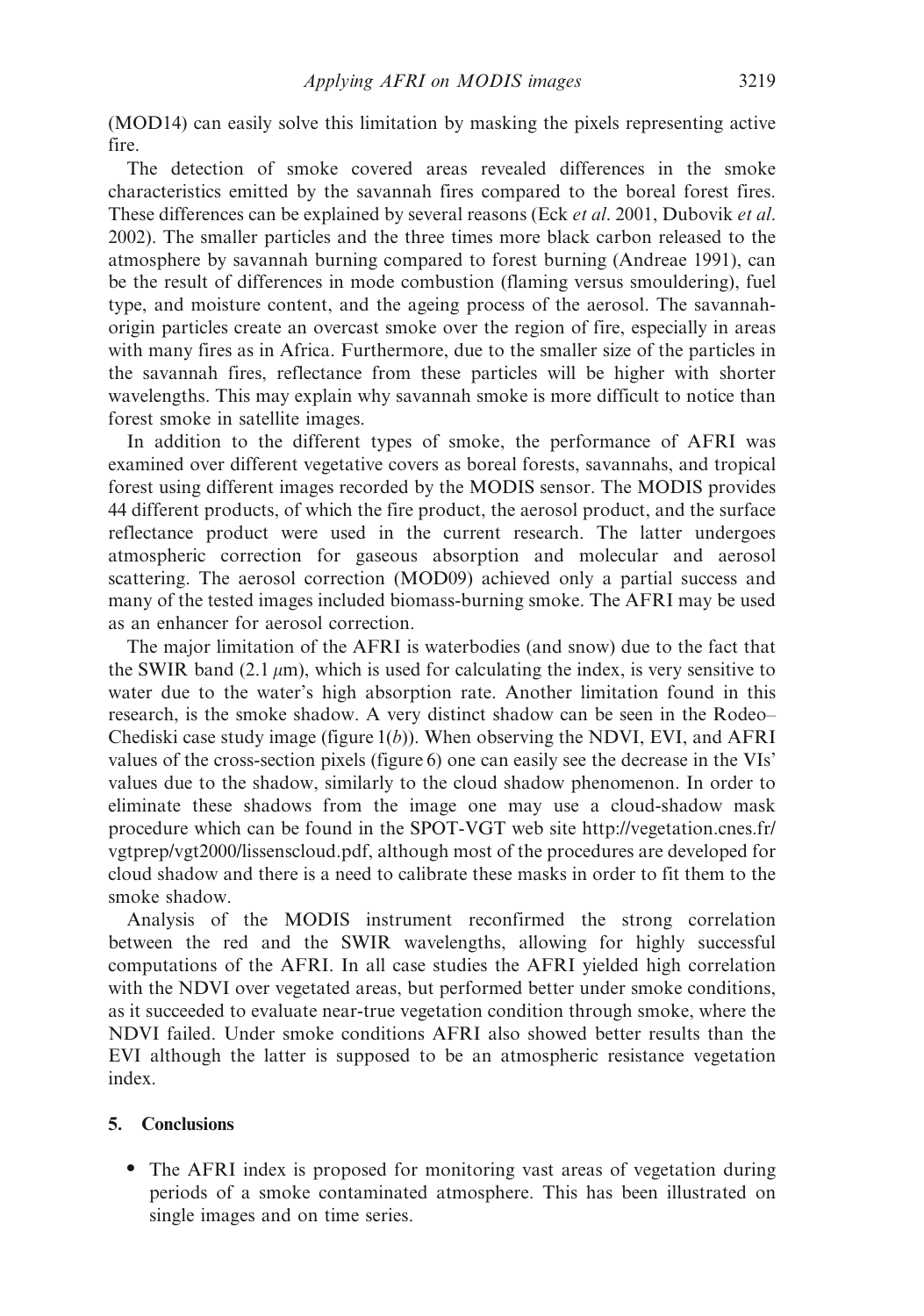(MOD14) can easily solve this limitation by masking the pixels representing active fire.

The detection of smoke covered areas revealed differences in the smoke characteristics emitted by the savannah fires compared to the boreal forest fires. These differences can be explained by several reasons (Eck *et al*. 2001, Dubovik *et al*. 2002). The smaller particles and the three times more black carbon released to the atmosphere by savannah burning compared to forest burning (Andreae 1991), can be the result of differences in mode combustion (flaming versus smouldering), fuel type, and moisture content, and the ageing process of the aerosol. The savannah-origin particles create an overcast smoke over the region of fire, especially in areas with many fires as in Africa. Furthermore, due to the smaller size of the particles in the savannah fires, reflectance from these particles will be higher with shorter wavelengths. This may explain why savannah smoke is more difficult to notice than forest smoke in satellite images.

In addition to the different types of smoke, the performance of AFRI was examined over different vegetative covers as boreal forests, savannahs, and tropical forest using different images recorded by the MODIS sensor. The MODIS provides 44 different products, of which the fire product, the aerosol product, and the surface reflectance product were used in the current research. The latter undergoes atmospheric correction for gaseous absorption and molecular and aerosol scattering. The aerosol correction (MOD09) achieved only a partial success and many of the tested images included biomass-burning smoke. The AFRI may be used as an enhancer for aerosol correction.

The major limitation of the AFRI is waterbodies (and snow) due to the fact that the SWIR band (2.1 $\mu$m), which is used for calculating the index, is very sensitive to water due to the water's high absorption rate. Another limitation found in this research, is the smoke shadow. A very distinct shadow can be seen in the Rodeo–Chediski case study image (figure 1(*b*)). When observing the NDVI, EVI, and AFRI values of the cross-section pixels (figure 6) one can easily see the decrease in the VIs' values due to the shadow, similarly to the cloud shadow phenomenon. In order to eliminate these shadows from the image one may use a cloud-shadow mask procedure which can be found in the SPOT-VGT web site http://vegetation.cnes.fr/vgtprep/vgt2000/lissenscloud.pdf, although most of the procedures are developed for cloud shadow and there is a need to calibrate these masks in order to fit them to the smoke shadow.

Analysis of the MODIS instrument reconfirmed the strong correlation between the red and the SWIR wavelengths, allowing for highly successful computations of the AFRI. In all case studies the AFRI yielded high correlation with the NDVI over vegetated areas, but performed better under smoke conditions, as it succeeded to evaluate near-true vegetation condition through smoke, where the NDVI failed. Under smoke conditions AFRI also showed better results than the EVI although the latter is supposed to be an atmospheric resistance vegetation index.

## 5. Conclusions

- The AFRI index is proposed for monitoring vast areas of vegetation during periods of a smoke contaminated atmosphere. This has been illustrated on single images and on time series.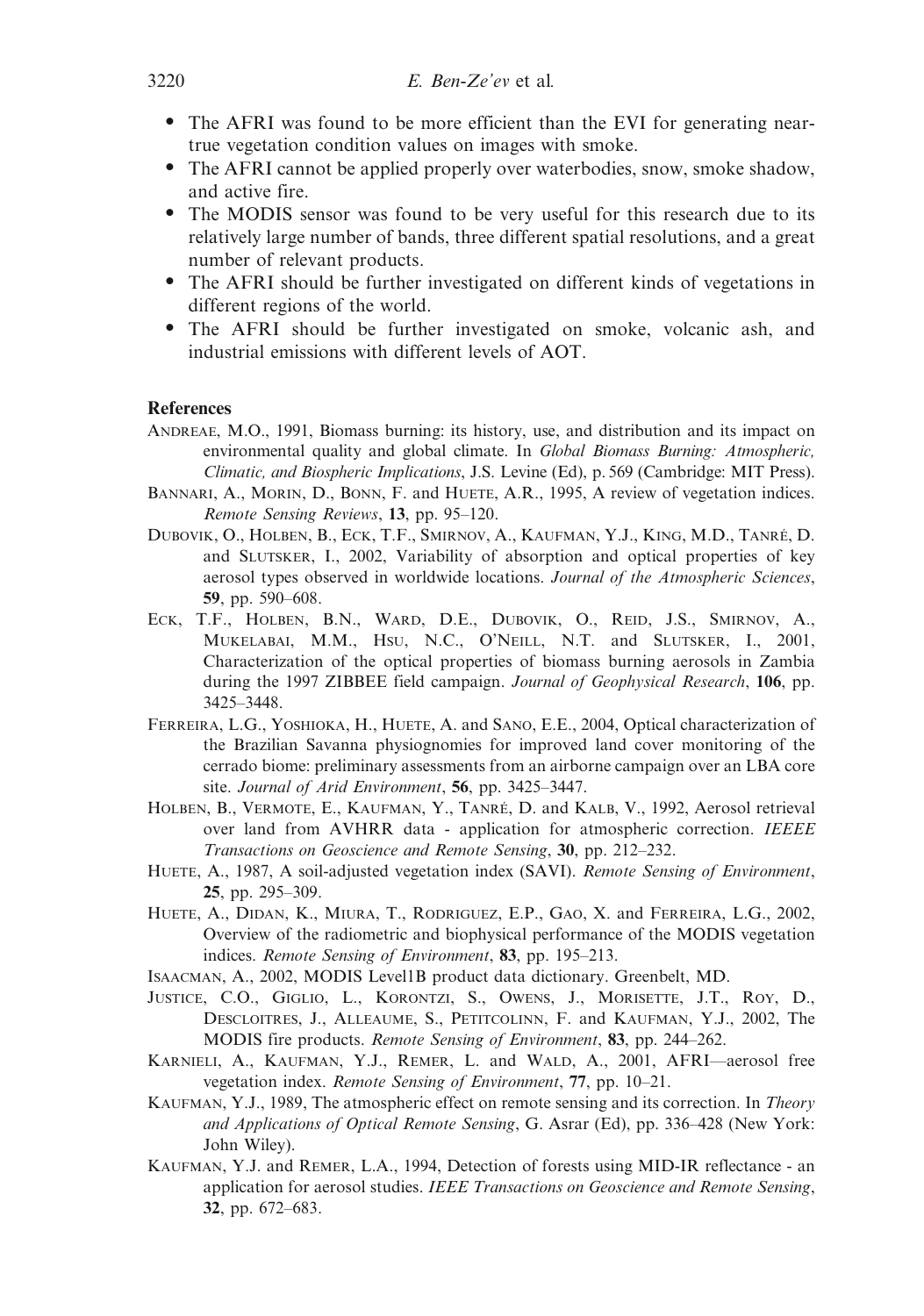- The AFRI was found to be more efficient than the EVI for generating near-true vegetation condition values on images with smoke.
- The AFRI cannot be applied properly over waterbodies, snow, smoke shadow, and active fire.
- The MODIS sensor was found to be very useful for this research due to its relatively large number of bands, three different spatial resolutions, and a great number of relevant products.
- The AFRI should be further investigated on different kinds of vegetations in different regions of the world.
- The AFRI should be further investigated on smoke, volcanic ash, and industrial emissions with different levels of AOT.

## References

ANDREAE, M.O., 1991, Biomass burning: its history, use, and distribution and its impact on environmental quality and global climate. In *Global Biomass Burning: Atmospheric, Climatic, and Biospheric Implications*, J.S. Levine (Ed), p. 569 (Cambridge: MIT Press).

BANNARI, A., MORIN, D., BONN, F. and HUETE, A.R., 1995, A review of vegetation indices. *Remote Sensing Reviews*, **13**, pp. 95–120.

DUBOVIK, O., HOLBEN, B., ECK, T.F., SMIRNOV, A., KAUFMAN, Y.J., KING, M.D., TANRÉ, D. and SLUTSKER, I., 2002, Variability of absorption and optical properties of key aerosol types observed in worldwide locations. *Journal of the Atmospheric Sciences*, **59**, pp. 590–608.

ECK, T.F., HOLBEN, B.N., WARD, D.E., DUBOVIK, O., REID, J.S., SMIRNOV, A., MUKELABAI, M.M., HSU, N.C., O'NEILL, N.T. and SLUTSKER, I., 2001, Characterization of the optical properties of biomass burning aerosols in Zambia during the 1997 ZIBBEE field campaign. *Journal of Geophysical Research*, **106**, pp. 3425–3448.

FERREIRA, L.G., YOSHIOKA, H., HUETE, A. and SANO, E.E., 2004, Optical characterization of the Brazilian Savanna physiognomies for improved land cover monitoring of the cerrado biome: preliminary assessments from an airborne campaign over an LBA core site. *Journal of Arid Environment*, **56**, pp. 3425–3447.

HOLBEN, B., VERMOTE, E., KAUFMAN, Y., TANRÉ, D. and KALB, V., 1992, Aerosol retrieval over land from AVHRR data - application for atmospheric correction. *IEEE Transactions on Geoscience and Remote Sensing*, **30**, pp. 212–232.

HUETE, A., 1987, A soil-adjusted vegetation index (SAVI). *Remote Sensing of Environment*, **25**, pp. 295–309.

HUETE, A., DIDAN, K., MIURA, T., RODRIGUEZ, E.P., GAO, X. and FERREIRA, L.G., 2002, Overview of the radiometric and biophysical performance of the MODIS vegetation indices. *Remote Sensing of Environment*, **83**, pp. 195–213.

ISAACMAN, A., 2002, MODIS Level1B product data dictionary. Greenbelt, MD.

JUSTICE, C.O., GIGLIO, L., KORONTZI, S., OWENS, J., MORISETTE, J.T., ROY, D., DESCLOITRES, J., ALLEAUME, S., PETITCOLINN, F. and KAUFMAN, Y.J., 2002, The MODIS fire products. *Remote Sensing of Environment*, **83**, pp. 244–262.

KARNIELI, A., KAUFMAN, Y.J., REMER, L. and WALD, A., 2001, AFRI—aerosol free vegetation index. *Remote Sensing of Environment*, **77**, pp. 10–21.

KAUFMAN, Y.J., 1989, The atmospheric effect on remote sensing and its correction. In *Theory and Applications of Optical Remote Sensing*, G. Asrar (Ed), pp. 336–428 (New York: John Wiley).

KAUFMAN, Y.J. and REMER, L.A., 1994, Detection of forests using MID-IR reflectance - an application for aerosol studies. *IEEE Transactions on Geoscience and Remote Sensing*, **32**, pp. 672–683.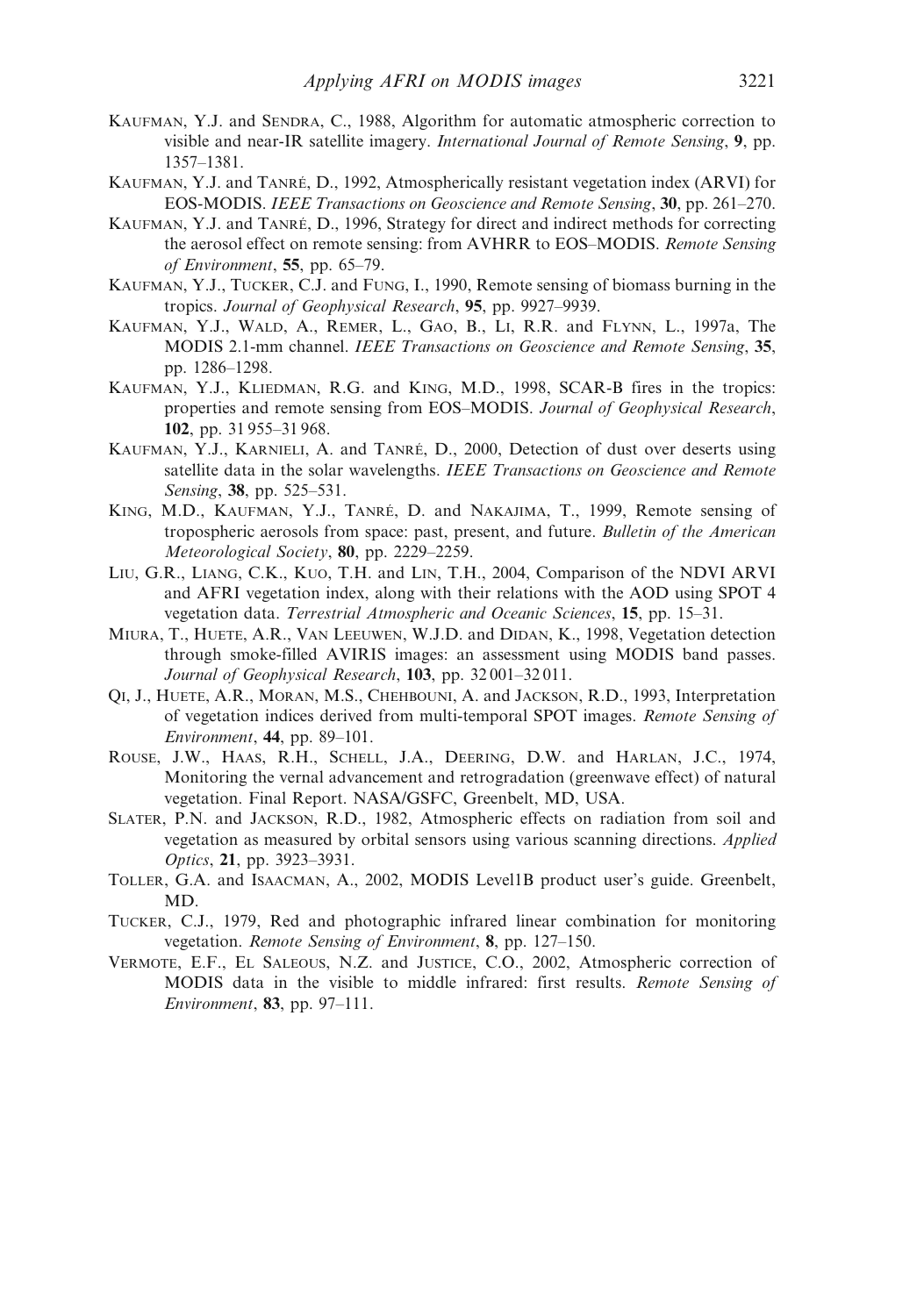Kaufman, Y.J. and Sendra, C., 1988, Algorithm for automatic atmospheric correction to visible and near-IR satellite imagery. *International Journal of Remote Sensing*, **9**, pp. 1357–1381.

Kaufman, Y.J. and Tanré, D., 1992, Atmospherically resistant vegetation index (ARVI) for EOS-MODIS. *IEEE Transactions on Geoscience and Remote Sensing*, **30**, pp. 261–270.

Kaufman, Y.J. and Tanré, D., 1996, Strategy for direct and indirect methods for correcting the aerosol effect on remote sensing: from AVHRR to EOS–MODIS. *Remote Sensing of Environment*, **55**, pp. 65–79.

Kaufman, Y.J., Tucker, C.J. and Fung, I., 1990, Remote sensing of biomass burning in the tropics. *Journal of Geophysical Research*, **95**, pp. 9927–9939.

Kaufman, Y.J., Wald, A., Remer, L., Gao, B., Li, R.R. and Flynn, L., 1997a, The MODIS 2.1-mm channel. *IEEE Transactions on Geoscience and Remote Sensing*, **35**, pp. 1286–1298.

Kaufman, Y.J., Kliedman, R.G. and King, M.D., 1998, SCAR-B fires in the tropics: properties and remote sensing from EOS–MODIS. *Journal of Geophysical Research*, **102**, pp. 31 955–31 968.

Kaufman, Y.J., Karnieli, A. and Tanré, D., 2000, Detection of dust over deserts using satellite data in the solar wavelengths. *IEEE Transactions on Geoscience and Remote Sensing*, **38**, pp. 525–531.

King, M.D., Kaufman, Y.J., Tanré, D. and Nakajima, T., 1999, Remote sensing of tropospheric aerosols from space: past, present, and future. *Bulletin of the American Meteorological Society*, **80**, pp. 2229–2259.

Liu, G.R., Liang, C.K., Kuo, T.H. and Lin, T.H., 2004, Comparison of the NDVI ARVI and AFRI vegetation index, along with their relations with the AOD using SPOT 4 vegetation data. *Terrestrial Atmospheric and Oceanic Sciences*, **15**, pp. 15–31.

Miura, T., Huete, A.R., Van Leeuwen, W.J.D. and Didan, K., 1998, Vegetation detection through smoke-filled AVIRIS images: an assessment using MODIS band passes. *Journal of Geophysical Research*, **103**, pp. 32 001–32 011.

Qi, J., Huete, A.R., Moran, M.S., Chehbouni, A. and Jackson, R.D., 1993, Interpretation of vegetation indices derived from multi-temporal SPOT images. *Remote Sensing of Environment*, **44**, pp. 89–101.

Rouse, J.W., Haas, R.H., Schell, J.A., Deering, D.W. and Harlan, J.C., 1974, Monitoring the vernal advancement and retrogradation (greenwave effect) of natural vegetation. Final Report. NASA/GSFC, Greenbelt, MD, USA.

Slater, P.N. and Jackson, R.D., 1982, Atmospheric effects on radiation from soil and vegetation as measured by orbital sensors using various scanning directions. *Applied Optics*, **21**, pp. 3923–3931.

Toller, G.A. and Isaacman, A., 2002, MODIS Level1B product user's guide. Greenbelt, MD.

Tucker, C.J., 1979, Red and photographic infrared linear combination for monitoring vegetation. *Remote Sensing of Environment*, **8**, pp. 127–150.

Vermote, E.F., El Saleous, N.Z. and Justice, C.O., 2002, Atmospheric correction of MODIS data in the visible to middle infrared: first results. *Remote Sensing of Environment*, **83**, pp. 97–111.